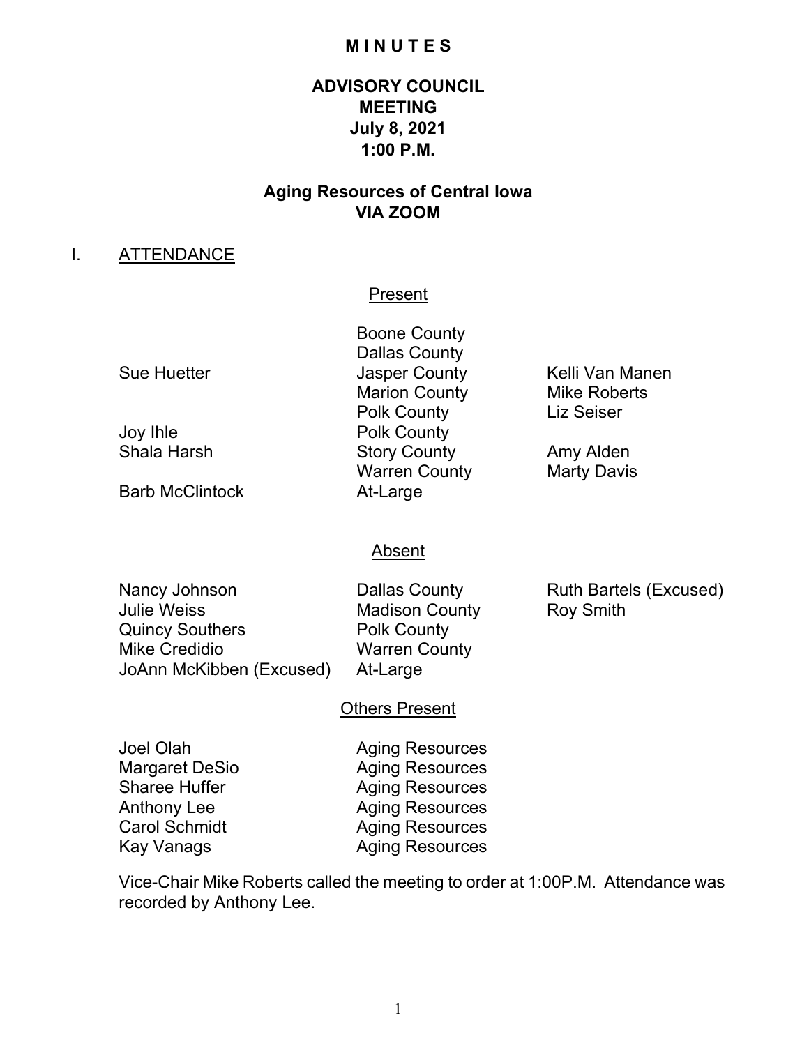# MINUTES

## ADVISORY COUNCIL MEETING
## July 8, 2021
## 1:00 P.M.

## Aging Resources of Central Iowa
## VIA ZOOM

## I. ATTENDANCE

**Present**

| | | |
|---|---|---|
| | Boone County | |
| | Dallas County | |
| Sue Huetter | Jasper County | Kelli Van Manen |
| | Marion County | Mike Roberts |
| | Polk County | Liz Seiser |
| Joy Ihle | Polk County | |
| Shala Harsh | Story County | Amy Alden |
| | Warren County | Marty Davis |
| Barb McClintock | At-Large | |

**Absent**

| | | |
|---|---|---|
| Nancy Johnson | Dallas County | Ruth Bartels (Excused) |
| Julie Weiss | Madison County | Roy Smith |
| Quincy Southers | Polk County | |
| Mike Credidio | Warren County | |
| JoAnn McKibben (Excused) | At-Large | |

**Others Present**

| | |
|---|---|
| Joel Olah | Aging Resources |
| Margaret DeSio | Aging Resources |
| Sharee Huffer | Aging Resources |
| Anthony Lee | Aging Resources |
| Carol Schmidt | Aging Resources |
| Kay Vanags | Aging Resources |

Vice-Chair Mike Roberts called the meeting to order at 1:00P.M. Attendance was recorded by Anthony Lee.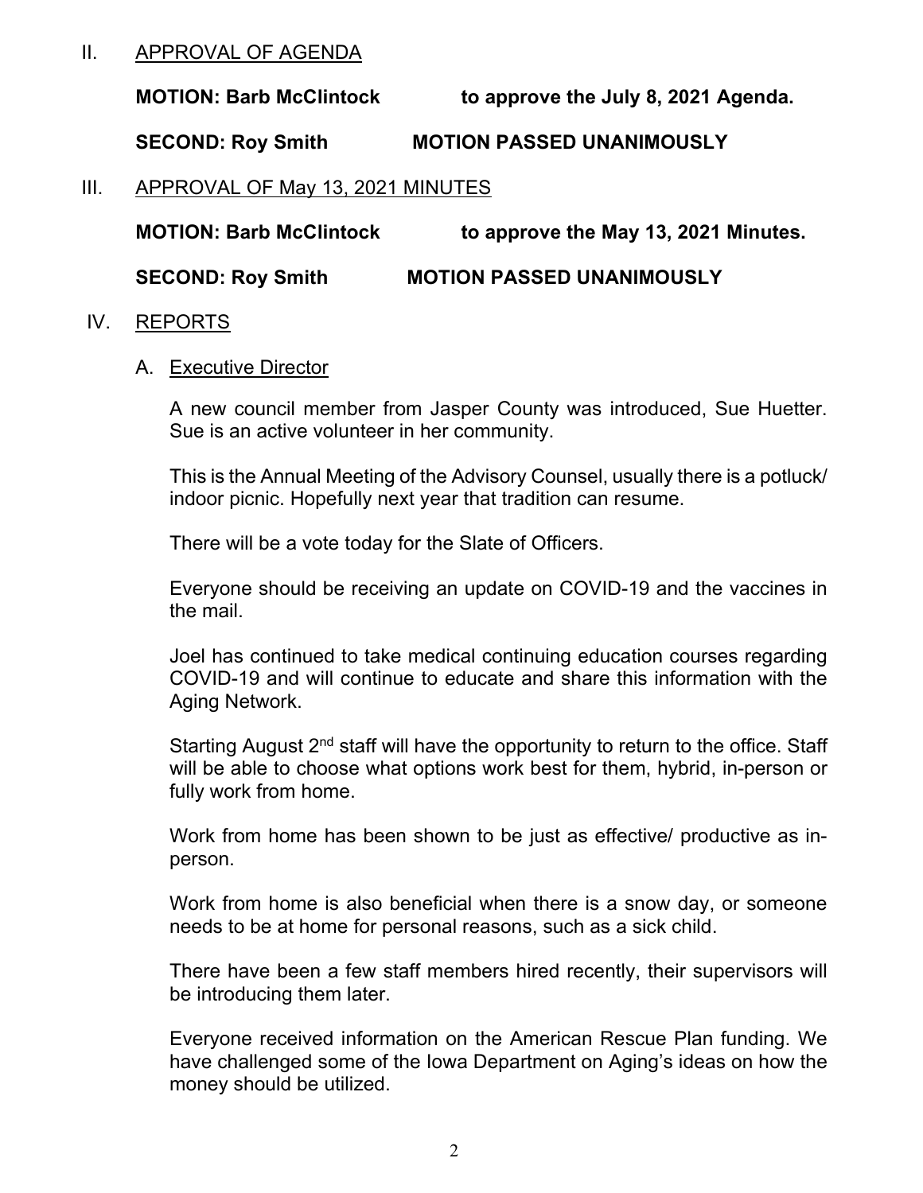## II. APPROVAL OF AGENDA

**MOTION: Barb McClintock to approve the July 8, 2021 Agenda.**

**SECOND: Roy Smith MOTION PASSED UNANIMOUSLY**

## III. APPROVAL OF May 13, 2021 MINUTES

**MOTION: Barb McClintock to approve the May 13, 2021 Minutes.**

**SECOND: Roy Smith MOTION PASSED UNANIMOUSLY**

## IV. REPORTS

### A. Executive Director

A new council member from Jasper County was introduced, Sue Huetter. Sue is an active volunteer in her community.

This is the Annual Meeting of the Advisory Counsel, usually there is a potluck/ indoor picnic. Hopefully next year that tradition can resume.

There will be a vote today for the Slate of Officers.

Everyone should be receiving an update on COVID-19 and the vaccines in the mail.

Joel has continued to take medical continuing education courses regarding COVID-19 and will continue to educate and share this information with the Aging Network.

Starting August 2nd staff will have the opportunity to return to the office. Staff will be able to choose what options work best for them, hybrid, in-person or fully work from home.

Work from home has been shown to be just as effective/ productive as in-person.

Work from home is also beneficial when there is a snow day, or someone needs to be at home for personal reasons, such as a sick child.

There have been a few staff members hired recently, their supervisors will be introducing them later.

Everyone received information on the American Rescue Plan funding. We have challenged some of the Iowa Department on Aging's ideas on how the money should be utilized.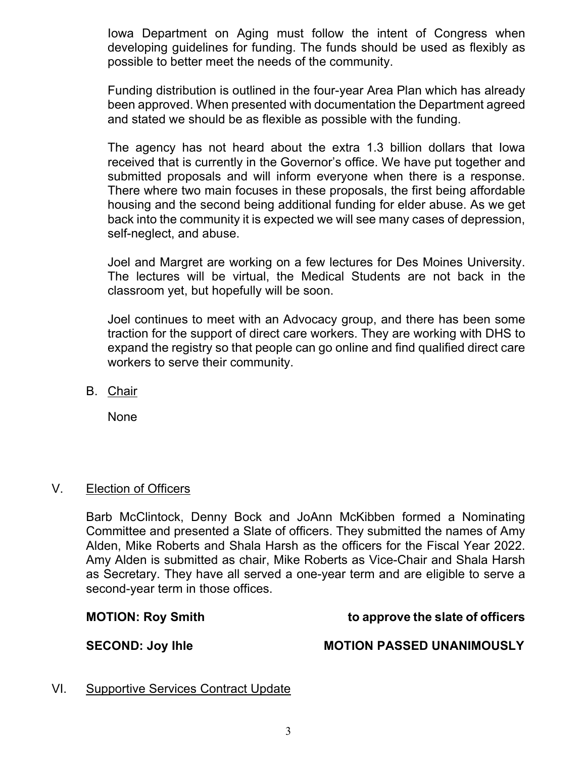Iowa Department on Aging must follow the intent of Congress when developing guidelines for funding. The funds should be used as flexibly as possible to better meet the needs of the community.

Funding distribution is outlined in the four-year Area Plan which has already been approved. When presented with documentation the Department agreed and stated we should be as flexible as possible with the funding.

The agency has not heard about the extra 1.3 billion dollars that Iowa received that is currently in the Governor's office. We have put together and submitted proposals and will inform everyone when there is a response. There where two main focuses in these proposals, the first being affordable housing and the second being additional funding for elder abuse. As we get back into the community it is expected we will see many cases of depression, self-neglect, and abuse.

Joel and Margret are working on a few lectures for Des Moines University. The lectures will be virtual, the Medical Students are not back in the classroom yet, but hopefully will be soon.

Joel continues to meet with an Advocacy group, and there has been some traction for the support of direct care workers. They are working with DHS to expand the registry so that people can go online and find qualified direct care workers to serve their community.

B. Chair

None

## V. Election of Officers

Barb McClintock, Denny Bock and JoAnn McKibben formed a Nominating Committee and presented a Slate of officers. They submitted the names of Amy Alden, Mike Roberts and Shala Harsh as the officers for the Fiscal Year 2022. Amy Alden is submitted as chair, Mike Roberts as Vice-Chair and Shala Harsh as Secretary. They have all served a one-year term and are eligible to serve a second-year term in those offices.

**MOTION: Roy Smith** **to approve the slate of officers**

**SECOND: Joy Ihle** **MOTION PASSED UNANIMOUSLY**

## VI. Supportive Services Contract Update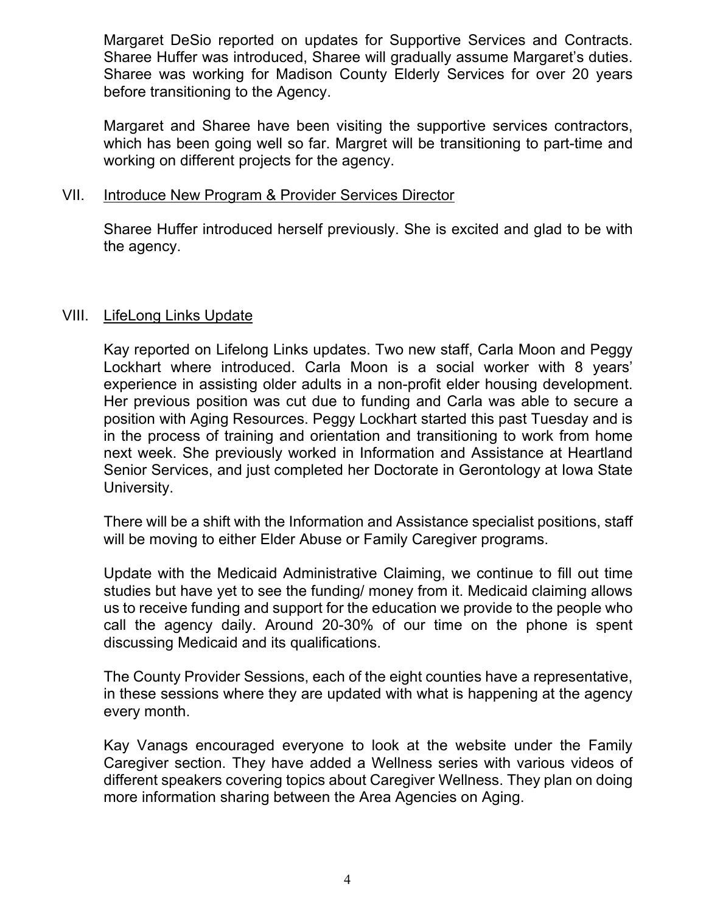Margaret DeSio reported on updates for Supportive Services and Contracts. Sharee Huffer was introduced, Sharee will gradually assume Margaret's duties. Sharee was working for Madison County Elderly Services for over 20 years before transitioning to the Agency.

Margaret and Sharee have been visiting the supportive services contractors, which has been going well so far. Margret will be transitioning to part-time and working on different projects for the agency.

## VII. Introduce New Program & Provider Services Director

Sharee Huffer introduced herself previously. She is excited and glad to be with the agency.

## VIII. LifeLong Links Update

Kay reported on Lifelong Links updates. Two new staff, Carla Moon and Peggy Lockhart where introduced. Carla Moon is a social worker with 8 years' experience in assisting older adults in a non-profit elder housing development. Her previous position was cut due to funding and Carla was able to secure a position with Aging Resources. Peggy Lockhart started this past Tuesday and is in the process of training and orientation and transitioning to work from home next week. She previously worked in Information and Assistance at Heartland Senior Services, and just completed her Doctorate in Gerontology at Iowa State University.

There will be a shift with the Information and Assistance specialist positions, staff will be moving to either Elder Abuse or Family Caregiver programs.

Update with the Medicaid Administrative Claiming, we continue to fill out time studies but have yet to see the funding/ money from it. Medicaid claiming allows us to receive funding and support for the education we provide to the people who call the agency daily. Around 20-30% of our time on the phone is spent discussing Medicaid and its qualifications.

The County Provider Sessions, each of the eight counties have a representative, in these sessions where they are updated with what is happening at the agency every month.

Kay Vanags encouraged everyone to look at the website under the Family Caregiver section. They have added a Wellness series with various videos of different speakers covering topics about Caregiver Wellness. They plan on doing more information sharing between the Area Agencies on Aging.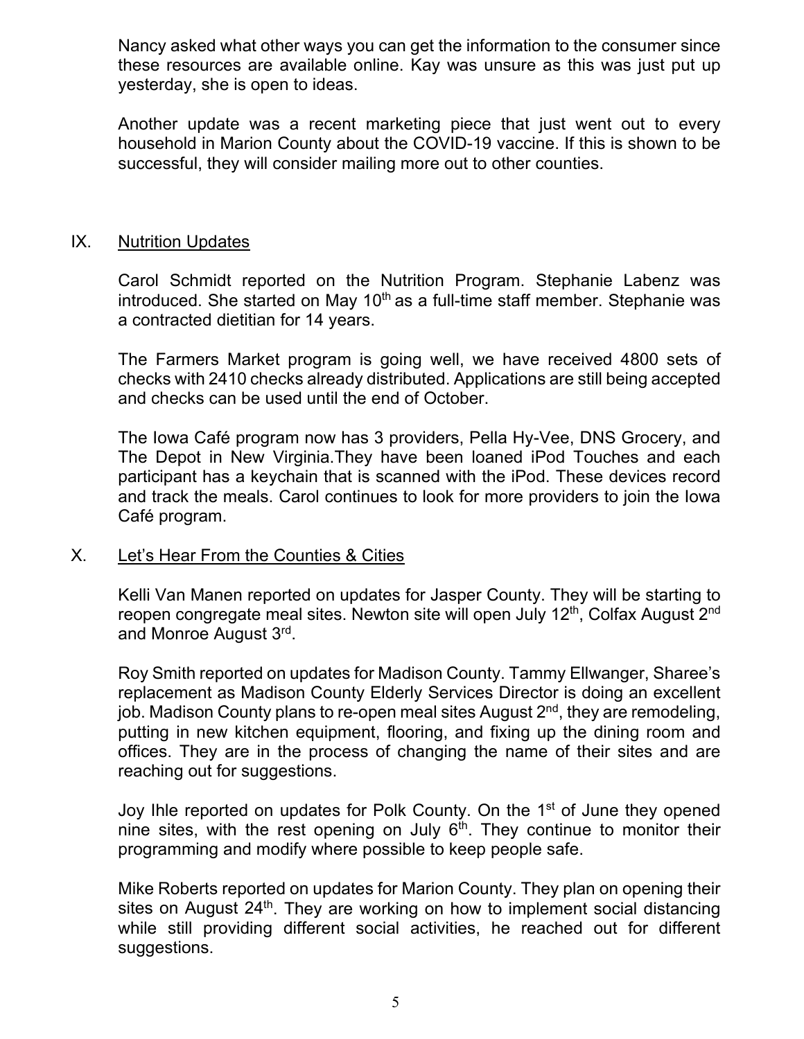Nancy asked what other ways you can get the information to the consumer since these resources are available online. Kay was unsure as this was just put up yesterday, she is open to ideas.

Another update was a recent marketing piece that just went out to every household in Marion County about the COVID-19 vaccine. If this is shown to be successful, they will consider mailing more out to other counties.

## IX. Nutrition Updates

Carol Schmidt reported on the Nutrition Program. Stephanie Labenz was introduced. She started on May 10th as a full-time staff member. Stephanie was a contracted dietitian for 14 years.

The Farmers Market program is going well, we have received 4800 sets of checks with 2410 checks already distributed. Applications are still being accepted and checks can be used until the end of October.

The Iowa Café program now has 3 providers, Pella Hy-Vee, DNS Grocery, and The Depot in New Virginia.They have been loaned iPod Touches and each participant has a keychain that is scanned with the iPod. These devices record and track the meals. Carol continues to look for more providers to join the Iowa Café program.

## X. Let's Hear From the Counties & Cities

Kelli Van Manen reported on updates for Jasper County. They will be starting to reopen congregate meal sites. Newton site will open July 12th, Colfax August 2nd and Monroe August 3rd.

Roy Smith reported on updates for Madison County. Tammy Ellwanger, Sharee's replacement as Madison County Elderly Services Director is doing an excellent job. Madison County plans to re-open meal sites August 2nd, they are remodeling, putting in new kitchen equipment, flooring, and fixing up the dining room and offices. They are in the process of changing the name of their sites and are reaching out for suggestions.

Joy Ihle reported on updates for Polk County. On the 1st of June they opened nine sites, with the rest opening on July 6th. They continue to monitor their programming and modify where possible to keep people safe.

Mike Roberts reported on updates for Marion County. They plan on opening their sites on August 24th. They are working on how to implement social distancing while still providing different social activities, he reached out for different suggestions.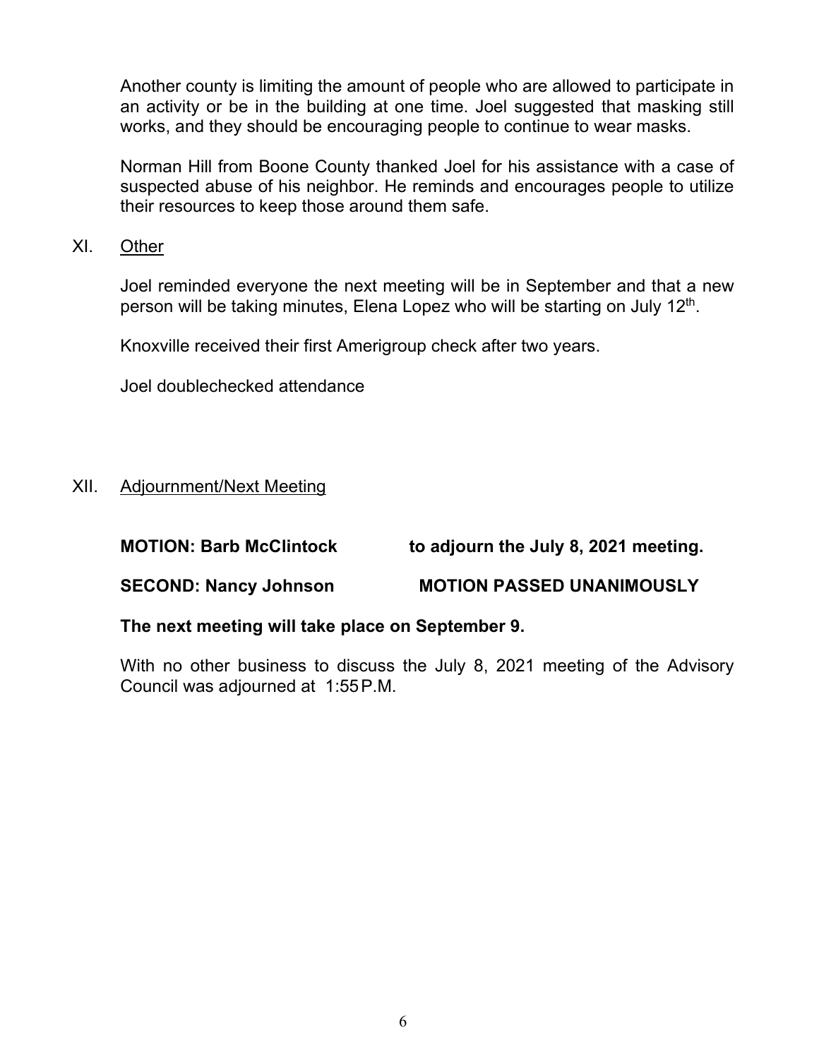Another county is limiting the amount of people who are allowed to participate in an activity or be in the building at one time. Joel suggested that masking still works, and they should be encouraging people to continue to wear masks.

Norman Hill from Boone County thanked Joel for his assistance with a case of suspected abuse of his neighbor. He reminds and encourages people to utilize their resources to keep those around them safe.

## XI. Other

Joel reminded everyone the next meeting will be in September and that a new person will be taking minutes, Elena Lopez who will be starting on July 12th.

Knoxville received their first Amerigroup check after two years.

Joel doublechecked attendance

## XII. Adjournment/Next Meeting

**MOTION: Barb McClintock** **to adjourn the July 8, 2021 meeting.**

**SECOND: Nancy Johnson** **MOTION PASSED UNANIMOUSLY**

**The next meeting will take place on September 9.**

With no other business to discuss the July 8, 2021 meeting of the Advisory Council was adjourned at 1:55 P.M.